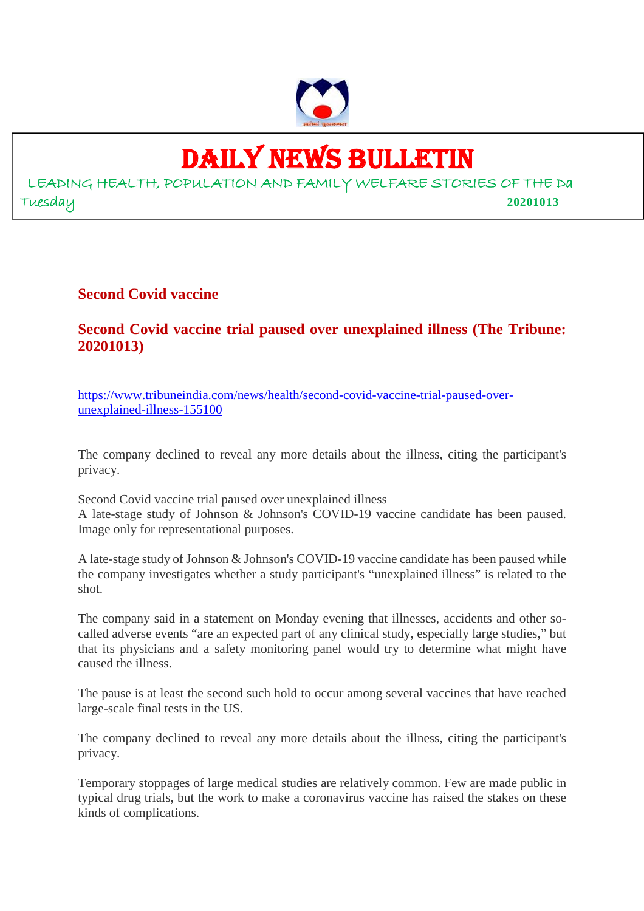# DAILY NEWS BULLETIN

LEADING HEALTH, POPULATION AND FAMILY WELFARE STORIES OF THE Da

Tuesday **20201013**

## Second Covid vaccine

## Second Covid vaccine trial paused over unexplained illness (The Tribune: 20201013)

https://www.tribuneindia.com/news/health/second-covid-vaccine-trial-paused-over-unexplained-illness-155100

The company declined to reveal any more details about the illness, citing the participant's privacy.

Second Covid vaccine trial paused over unexplained illness
A late-stage study of Johnson & Johnson's COVID-19 vaccine candidate has been paused. Image only for representational purposes.

A late-stage study of Johnson & Johnson's COVID-19 vaccine candidate has been paused while the company investigates whether a study participant's "unexplained illness" is related to the shot.

The company said in a statement on Monday evening that illnesses, accidents and other so-called adverse events "are an expected part of any clinical study, especially large studies," but that its physicians and a safety monitoring panel would try to determine what might have caused the illness.

The pause is at least the second such hold to occur among several vaccines that have reached large-scale final tests in the US.

The company declined to reveal any more details about the illness, citing the participant's privacy.

Temporary stoppages of large medical studies are relatively common. Few are made public in typical drug trials, but the work to make a coronavirus vaccine has raised the stakes on these kinds of complications.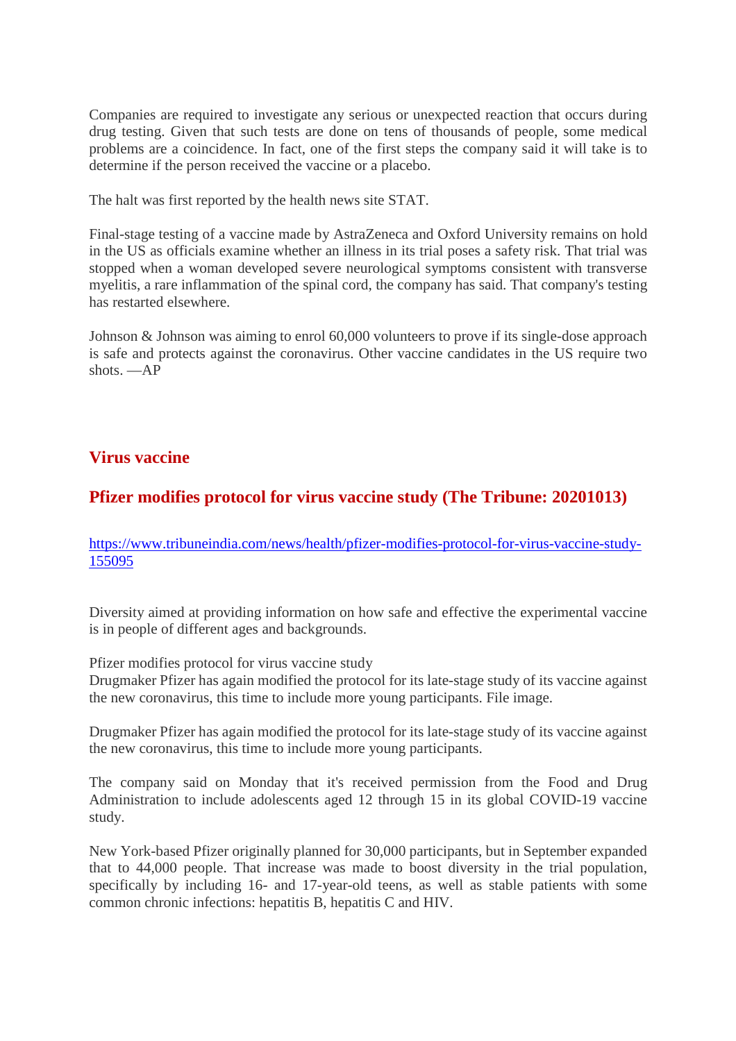Companies are required to investigate any serious or unexpected reaction that occurs during drug testing. Given that such tests are done on tens of thousands of people, some medical problems are a coincidence. In fact, one of the first steps the company said it will take is to determine if the person received the vaccine or a placebo.

The halt was first reported by the health news site STAT.

Final-stage testing of a vaccine made by AstraZeneca and Oxford University remains on hold in the US as officials examine whether an illness in its trial poses a safety risk. That trial was stopped when a woman developed severe neurological symptoms consistent with transverse myelitis, a rare inflammation of the spinal cord, the company has said. That company's testing has restarted elsewhere.

Johnson & Johnson was aiming to enrol 60,000 volunteers to prove if its single-dose approach is safe and protects against the coronavirus. Other vaccine candidates in the US require two shots. —AP

## Virus vaccine

## Pfizer modifies protocol for virus vaccine study (The Tribune: 20201013)

https://www.tribuneindia.com/news/health/pfizer-modifies-protocol-for-virus-vaccine-study-155095

Diversity aimed at providing information on how safe and effective the experimental vaccine is in people of different ages and backgrounds.

Pfizer modifies protocol for virus vaccine study
Drugmaker Pfizer has again modified the protocol for its late-stage study of its vaccine against the new coronavirus, this time to include more young participants. File image.

Drugmaker Pfizer has again modified the protocol for its late-stage study of its vaccine against the new coronavirus, this time to include more young participants.

The company said on Monday that it's received permission from the Food and Drug Administration to include adolescents aged 12 through 15 in its global COVID-19 vaccine study.

New York-based Pfizer originally planned for 30,000 participants, but in September expanded that to 44,000 people. That increase was made to boost diversity in the trial population, specifically by including 16- and 17-year-old teens, as well as stable patients with some common chronic infections: hepatitis B, hepatitis C and HIV.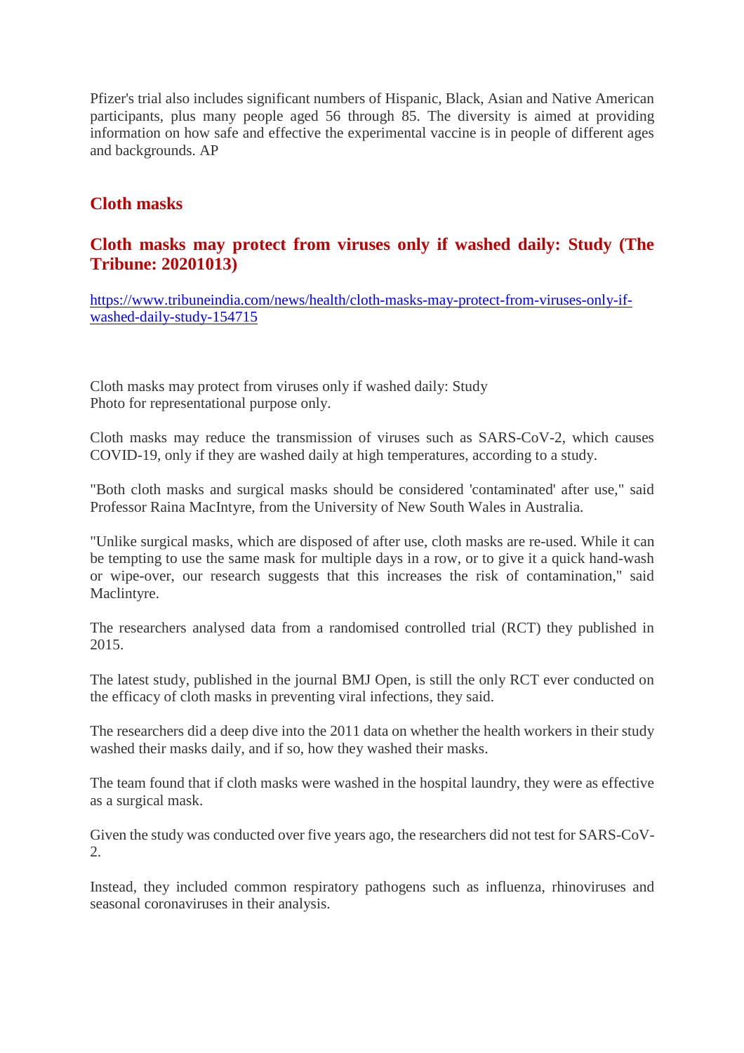Pfizer's trial also includes significant numbers of Hispanic, Black, Asian and Native American participants, plus many people aged 56 through 85. The diversity is aimed at providing information on how safe and effective the experimental vaccine is in people of different ages and backgrounds. AP

## Cloth masks

### Cloth masks may protect from viruses only if washed daily: Study (The Tribune: 20201013)

https://www.tribuneindia.com/news/health/cloth-masks-may-protect-from-viruses-only-if-washed-daily-study-154715

Cloth masks may protect from viruses only if washed daily: Study
Photo for representational purpose only.

Cloth masks may reduce the transmission of viruses such as SARS-CoV-2, which causes COVID-19, only if they are washed daily at high temperatures, according to a study.

"Both cloth masks and surgical masks should be considered 'contaminated' after use," said Professor Raina MacIntyre, from the University of New South Wales in Australia.

"Unlike surgical masks, which are disposed of after use, cloth masks are re-used. While it can be tempting to use the same mask for multiple days in a row, or to give it a quick hand-wash or wipe-over, our research suggests that this increases the risk of contamination," said Maclintyre.

The researchers analysed data from a randomised controlled trial (RCT) they published in 2015.

The latest study, published in the journal BMJ Open, is still the only RCT ever conducted on the efficacy of cloth masks in preventing viral infections, they said.

The researchers did a deep dive into the 2011 data on whether the health workers in their study washed their masks daily, and if so, how they washed their masks.

The team found that if cloth masks were washed in the hospital laundry, they were as effective as a surgical mask.

Given the study was conducted over five years ago, the researchers did not test for SARS-CoV-2.

Instead, they included common respiratory pathogens such as influenza, rhinoviruses and seasonal coronaviruses in their analysis.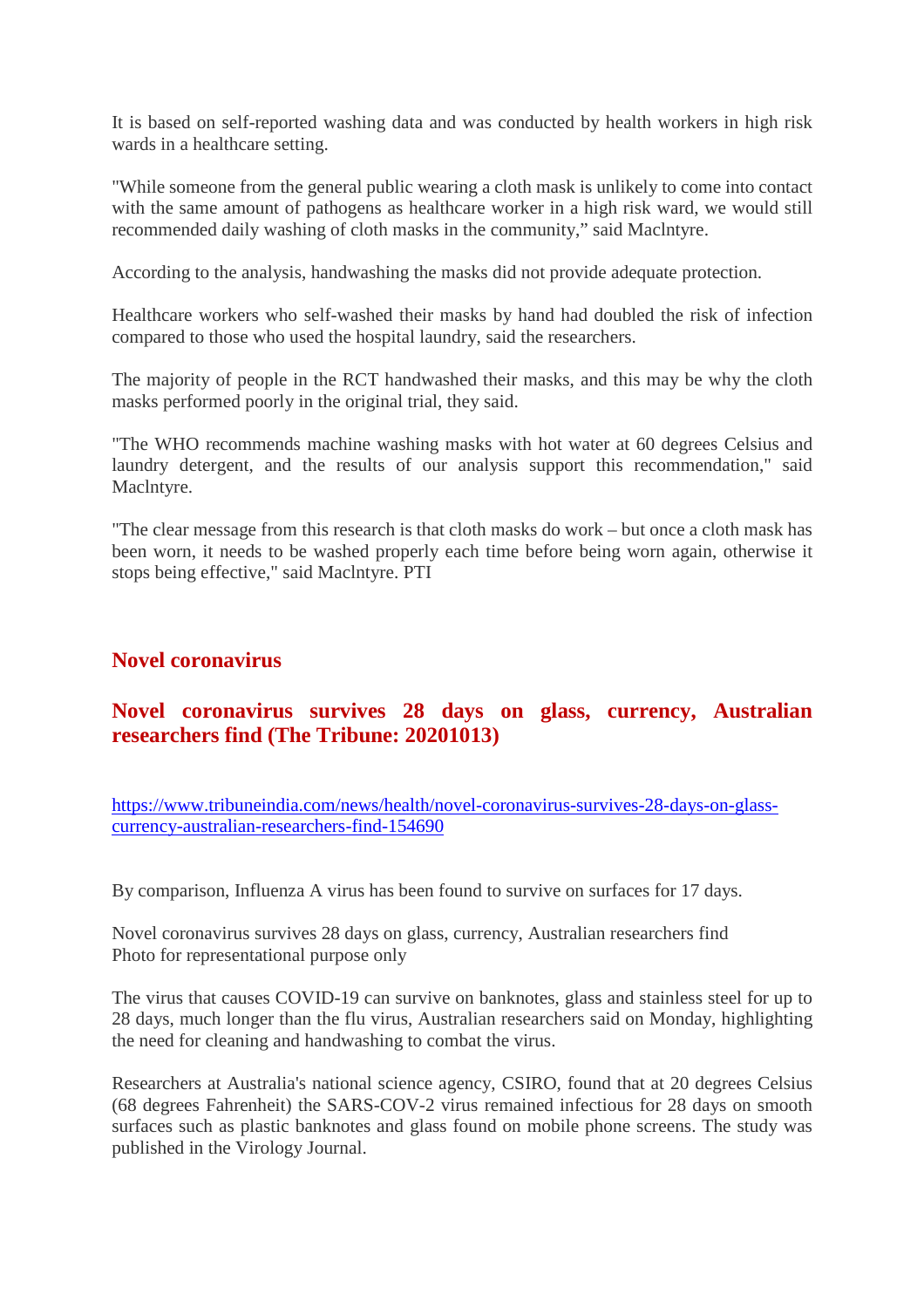It is based on self-reported washing data and was conducted by health workers in high risk wards in a healthcare setting.

"While someone from the general public wearing a cloth mask is unlikely to come into contact with the same amount of pathogens as healthcare worker in a high risk ward, we would still recommended daily washing of cloth masks in the community," said Maclntyre.

According to the analysis, handwashing the masks did not provide adequate protection.

Healthcare workers who self-washed their masks by hand had doubled the risk of infection compared to those who used the hospital laundry, said the researchers.

The majority of people in the RCT handwashed their masks, and this may be why the cloth masks performed poorly in the original trial, they said.

"The WHO recommends machine washing masks with hot water at 60 degrees Celsius and laundry detergent, and the results of our analysis support this recommendation," said Maclntyre.

"The clear message from this research is that cloth masks do work – but once a cloth mask has been worn, it needs to be washed properly each time before being worn again, otherwise it stops being effective," said Maclntyre. PTI

## Novel coronavirus

### Novel coronavirus survives 28 days on glass, currency, Australian researchers find (The Tribune: 20201013)

https://www.tribuneindia.com/news/health/novel-coronavirus-survives-28-days-on-glass-currency-australian-researchers-find-154690

By comparison, Influenza A virus has been found to survive on surfaces for 17 days.

Novel coronavirus survives 28 days on glass, currency, Australian researchers find
Photo for representational purpose only

The virus that causes COVID-19 can survive on banknotes, glass and stainless steel for up to 28 days, much longer than the flu virus, Australian researchers said on Monday, highlighting the need for cleaning and handwashing to combat the virus.

Researchers at Australia's national science agency, CSIRO, found that at 20 degrees Celsius (68 degrees Fahrenheit) the SARS-COV-2 virus remained infectious for 28 days on smooth surfaces such as plastic banknotes and glass found on mobile phone screens. The study was published in the Virology Journal.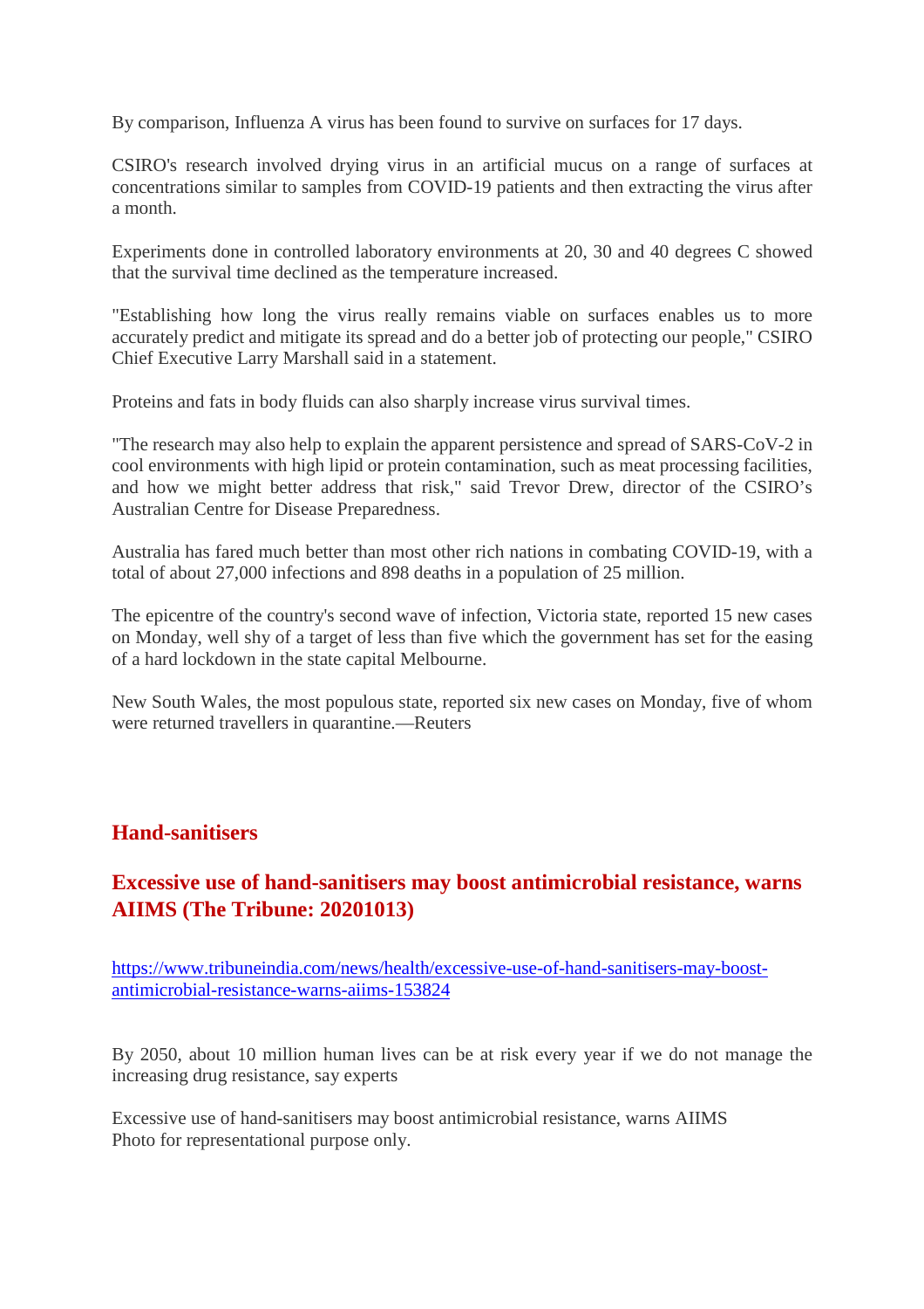By comparison, Influenza A virus has been found to survive on surfaces for 17 days.

CSIRO's research involved drying virus in an artificial mucus on a range of surfaces at concentrations similar to samples from COVID-19 patients and then extracting the virus after a month.

Experiments done in controlled laboratory environments at 20, 30 and 40 degrees C showed that the survival time declined as the temperature increased.

"Establishing how long the virus really remains viable on surfaces enables us to more accurately predict and mitigate its spread and do a better job of protecting our people," CSIRO Chief Executive Larry Marshall said in a statement.

Proteins and fats in body fluids can also sharply increase virus survival times.

"The research may also help to explain the apparent persistence and spread of SARS-CoV-2 in cool environments with high lipid or protein contamination, such as meat processing facilities, and how we might better address that risk," said Trevor Drew, director of the CSIRO's Australian Centre for Disease Preparedness.

Australia has fared much better than most other rich nations in combating COVID-19, with a total of about 27,000 infections and 898 deaths in a population of 25 million.

The epicentre of the country's second wave of infection, Victoria state, reported 15 new cases on Monday, well shy of a target of less than five which the government has set for the easing of a hard lockdown in the state capital Melbourne.

New South Wales, the most populous state, reported six new cases on Monday, five of whom were returned travellers in quarantine.—Reuters

## Hand-sanitisers

### Excessive use of hand-sanitisers may boost antimicrobial resistance, warns AIIMS (The Tribune: 20201013)

https://www.tribuneindia.com/news/health/excessive-use-of-hand-sanitisers-may-boost-antimicrobial-resistance-warns-aiims-153824

By 2050, about 10 million human lives can be at risk every year if we do not manage the increasing drug resistance, say experts

Excessive use of hand-sanitisers may boost antimicrobial resistance, warns AIIMS
Photo for representational purpose only.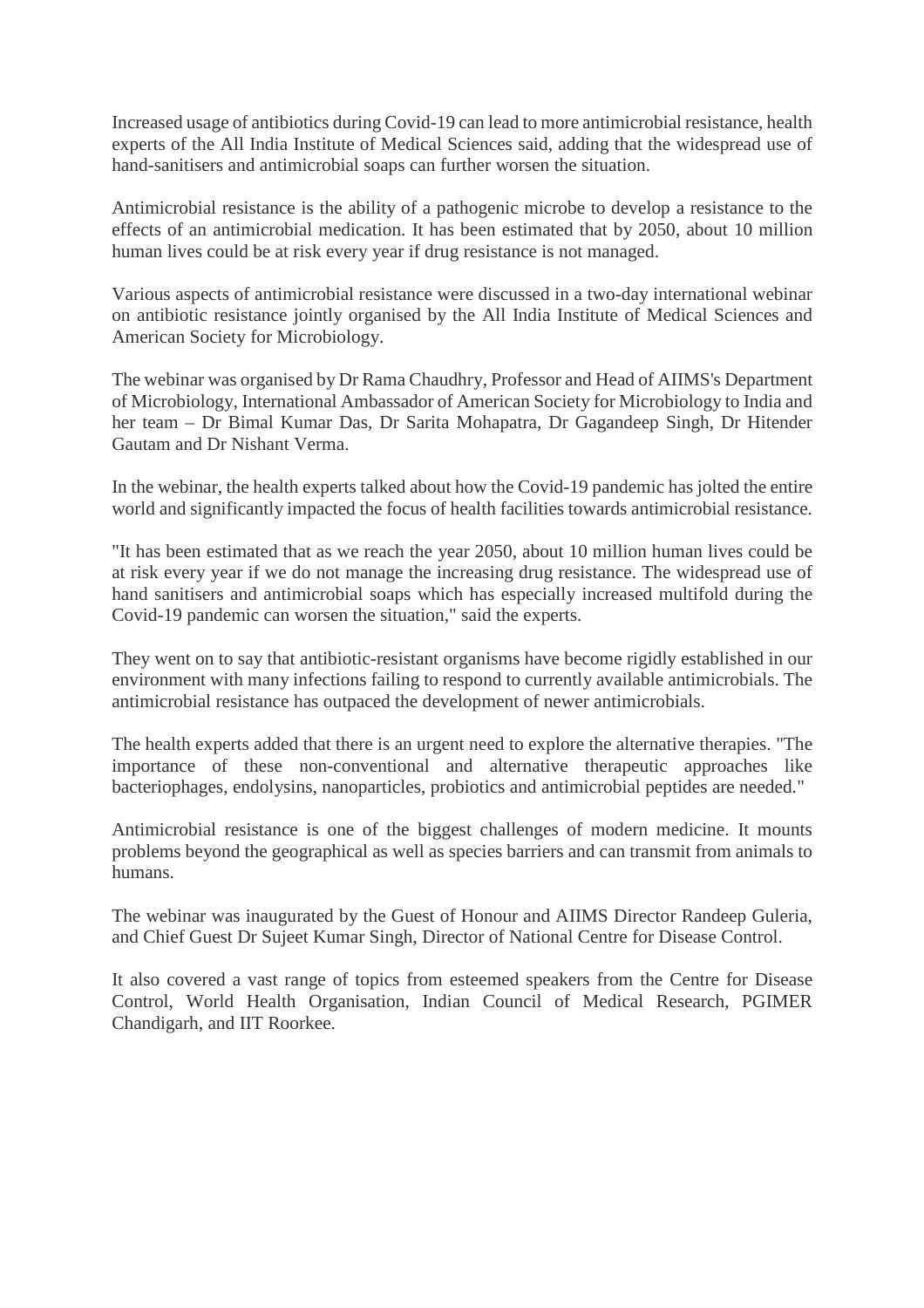Increased usage of antibiotics during Covid-19 can lead to more antimicrobial resistance, health experts of the All India Institute of Medical Sciences said, adding that the widespread use of hand-sanitisers and antimicrobial soaps can further worsen the situation.

Antimicrobial resistance is the ability of a pathogenic microbe to develop a resistance to the effects of an antimicrobial medication. It has been estimated that by 2050, about 10 million human lives could be at risk every year if drug resistance is not managed.

Various aspects of antimicrobial resistance were discussed in a two-day international webinar on antibiotic resistance jointly organised by the All India Institute of Medical Sciences and American Society for Microbiology.

The webinar was organised by Dr Rama Chaudhry, Professor and Head of AIIMS's Department of Microbiology, International Ambassador of American Society for Microbiology to India and her team – Dr Bimal Kumar Das, Dr Sarita Mohapatra, Dr Gagandeep Singh, Dr Hitender Gautam and Dr Nishant Verma.

In the webinar, the health experts talked about how the Covid-19 pandemic has jolted the entire world and significantly impacted the focus of health facilities towards antimicrobial resistance.

"It has been estimated that as we reach the year 2050, about 10 million human lives could be at risk every year if we do not manage the increasing drug resistance. The widespread use of hand sanitisers and antimicrobial soaps which has especially increased multifold during the Covid-19 pandemic can worsen the situation," said the experts.

They went on to say that antibiotic-resistant organisms have become rigidly established in our environment with many infections failing to respond to currently available antimicrobials. The antimicrobial resistance has outpaced the development of newer antimicrobials.

The health experts added that there is an urgent need to explore the alternative therapies. "The importance of these non-conventional and alternative therapeutic approaches like bacteriophages, endolysins, nanoparticles, probiotics and antimicrobial peptides are needed."

Antimicrobial resistance is one of the biggest challenges of modern medicine. It mounts problems beyond the geographical as well as species barriers and can transmit from animals to humans.

The webinar was inaugurated by the Guest of Honour and AIIMS Director Randeep Guleria, and Chief Guest Dr Sujeet Kumar Singh, Director of National Centre for Disease Control.

It also covered a vast range of topics from esteemed speakers from the Centre for Disease Control, World Health Organisation, Indian Council of Medical Research, PGIMER Chandigarh, and IIT Roorkee.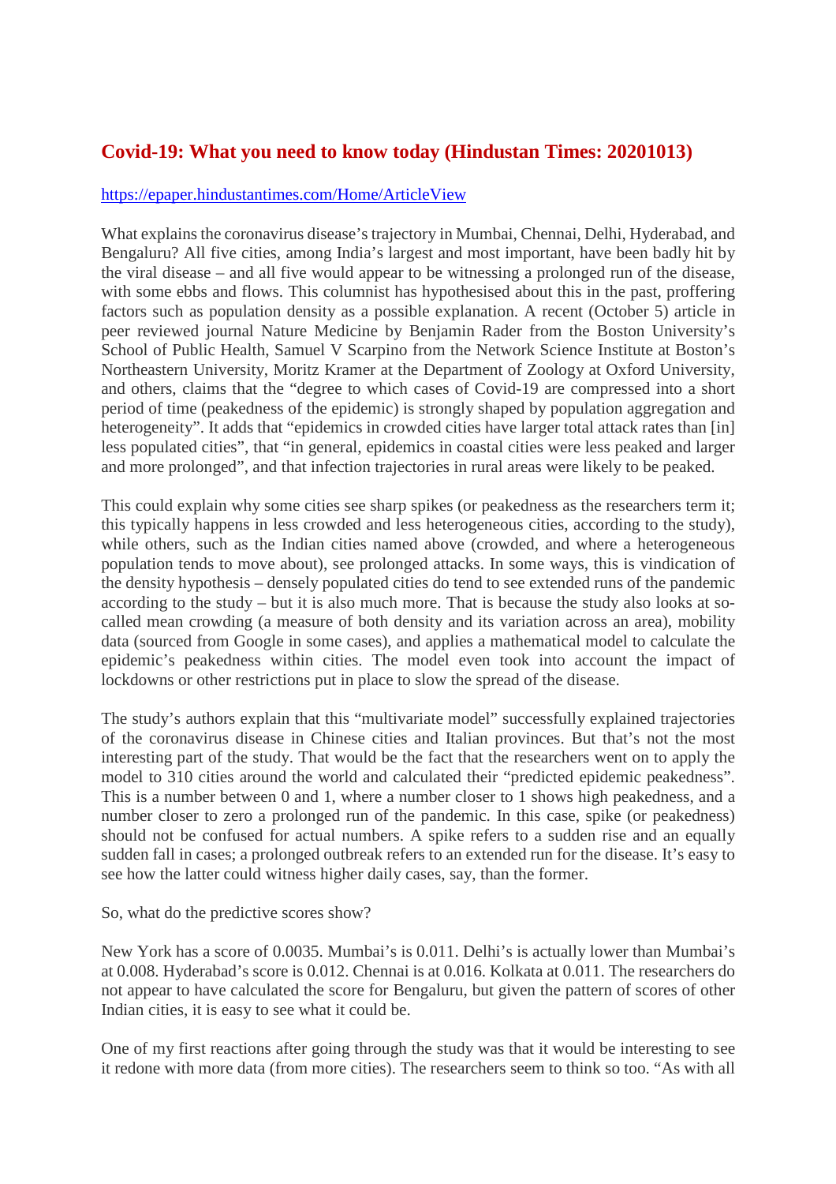## Covid-19: What you need to know today (Hindustan Times: 20201013)

https://epaper.hindustantimes.com/Home/ArticleView

What explains the coronavirus disease's trajectory in Mumbai, Chennai, Delhi, Hyderabad, and Bengaluru? All five cities, among India's largest and most important, have been badly hit by the viral disease – and all five would appear to be witnessing a prolonged run of the disease, with some ebbs and flows. This columnist has hypothesised about this in the past, proffering factors such as population density as a possible explanation. A recent (October 5) article in peer reviewed journal Nature Medicine by Benjamin Rader from the Boston University's School of Public Health, Samuel V Scarpino from the Network Science Institute at Boston's Northeastern University, Moritz Kramer at the Department of Zoology at Oxford University, and others, claims that the "degree to which cases of Covid-19 are compressed into a short period of time (peakedness of the epidemic) is strongly shaped by population aggregation and heterogeneity". It adds that "epidemics in crowded cities have larger total attack rates than [in] less populated cities", that "in general, epidemics in coastal cities were less peaked and larger and more prolonged", and that infection trajectories in rural areas were likely to be peaked.

This could explain why some cities see sharp spikes (or peakedness as the researchers term it; this typically happens in less crowded and less heterogeneous cities, according to the study), while others, such as the Indian cities named above (crowded, and where a heterogeneous population tends to move about), see prolonged attacks. In some ways, this is vindication of the density hypothesis – densely populated cities do tend to see extended runs of the pandemic according to the study – but it is also much more. That is because the study also looks at so-called mean crowding (a measure of both density and its variation across an area), mobility data (sourced from Google in some cases), and applies a mathematical model to calculate the epidemic's peakedness within cities. The model even took into account the impact of lockdowns or other restrictions put in place to slow the spread of the disease.

The study's authors explain that this "multivariate model" successfully explained trajectories of the coronavirus disease in Chinese cities and Italian provinces. But that's not the most interesting part of the study. That would be the fact that the researchers went on to apply the model to 310 cities around the world and calculated their "predicted epidemic peakedness". This is a number between 0 and 1, where a number closer to 1 shows high peakedness, and a number closer to zero a prolonged run of the pandemic. In this case, spike (or peakedness) should not be confused for actual numbers. A spike refers to a sudden rise and an equally sudden fall in cases; a prolonged outbreak refers to an extended run for the disease. It's easy to see how the latter could witness higher daily cases, say, than the former.

So, what do the predictive scores show?

New York has a score of 0.0035. Mumbai's is 0.011. Delhi's is actually lower than Mumbai's at 0.008. Hyderabad's score is 0.012. Chennai is at 0.016. Kolkata at 0.011. The researchers do not appear to have calculated the score for Bengaluru, but given the pattern of scores of other Indian cities, it is easy to see what it could be.

One of my first reactions after going through the study was that it would be interesting to see it redone with more data (from more cities). The researchers seem to think so too. "As with all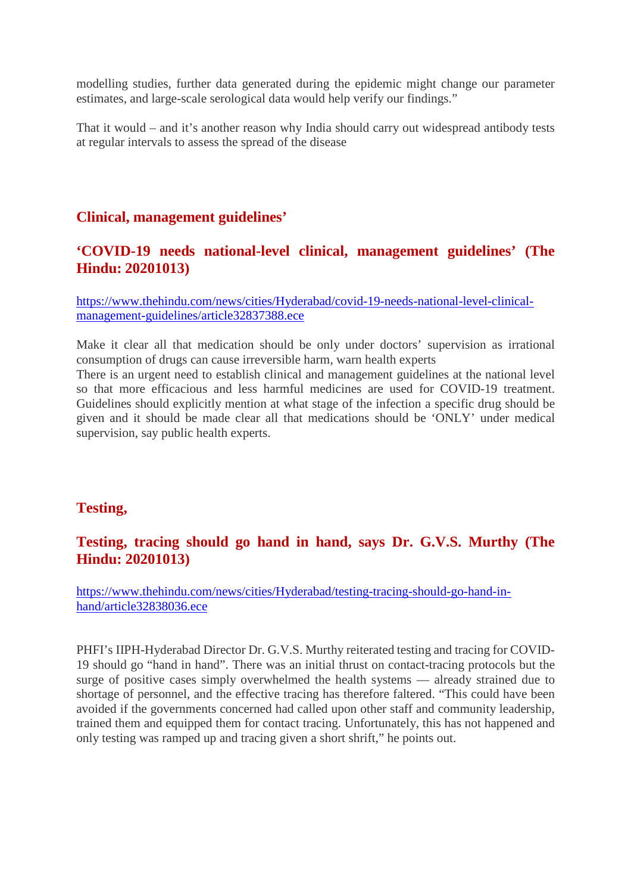modelling studies, further data generated during the epidemic might change our parameter estimates, and large-scale serological data would help verify our findings."

That it would – and it's another reason why India should carry out widespread antibody tests at regular intervals to assess the spread of the disease

## Clinical, management guidelines'

## 'COVID-19 needs national-level clinical, management guidelines' (The Hindu: 20201013)

https://www.thehindu.com/news/cities/Hyderabad/covid-19-needs-national-level-clinical-management-guidelines/article32837388.ece

Make it clear all that medication should be only under doctors' supervision as irrational consumption of drugs can cause irreversible harm, warn health experts
There is an urgent need to establish clinical and management guidelines at the national level so that more efficacious and less harmful medicines are used for COVID-19 treatment. Guidelines should explicitly mention at what stage of the infection a specific drug should be given and it should be made clear all that medications should be 'ONLY' under medical supervision, say public health experts.

## Testing,

## Testing, tracing should go hand in hand, says Dr. G.V.S. Murthy (The Hindu: 20201013)

https://www.thehindu.com/news/cities/Hyderabad/testing-tracing-should-go-hand-in-hand/article32838036.ece

PHFI's IIPH-Hyderabad Director Dr. G.V.S. Murthy reiterated testing and tracing for COVID-19 should go "hand in hand". There was an initial thrust on contact-tracing protocols but the surge of positive cases simply overwhelmed the health systems — already strained due to shortage of personnel, and the effective tracing has therefore faltered. "This could have been avoided if the governments concerned had called upon other staff and community leadership, trained them and equipped them for contact tracing. Unfortunately, this has not happened and only testing was ramped up and tracing given a short shrift," he points out.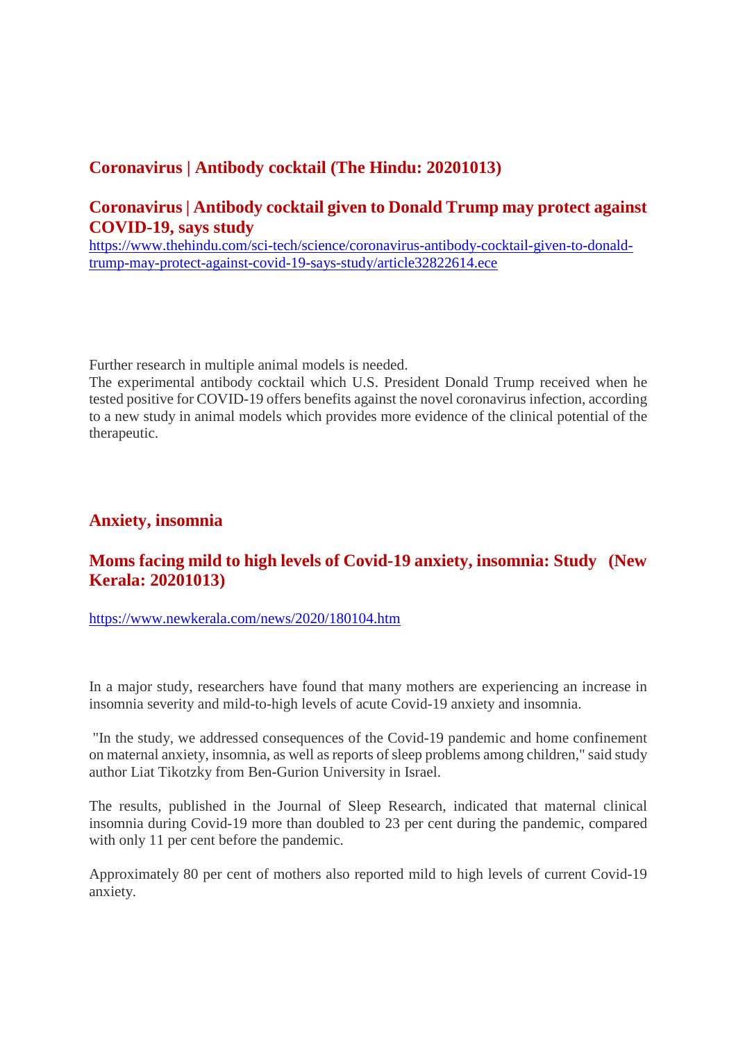## Coronavirus | Antibody cocktail (The Hindu: 20201013)

## Coronavirus | Antibody cocktail given to Donald Trump may protect against COVID-19, says study

https://www.thehindu.com/sci-tech/science/coronavirus-antibody-cocktail-given-to-donald-trump-may-protect-against-covid-19-says-study/article32822614.ece

Further research in multiple animal models is needed.

The experimental antibody cocktail which U.S. President Donald Trump received when he tested positive for COVID-19 offers benefits against the novel coronavirus infection, according to a new study in animal models which provides more evidence of the clinical potential of the therapeutic.

## Anxiety, insomnia

## Moms facing mild to high levels of Covid-19 anxiety, insomnia: Study (New Kerala: 20201013)

https://www.newkerala.com/news/2020/180104.htm

In a major study, researchers have found that many mothers are experiencing an increase in insomnia severity and mild-to-high levels of acute Covid-19 anxiety and insomnia.

"In the study, we addressed consequences of the Covid-19 pandemic and home confinement on maternal anxiety, insomnia, as well as reports of sleep problems among children," said study author Liat Tikotzky from Ben-Gurion University in Israel.

The results, published in the Journal of Sleep Research, indicated that maternal clinical insomnia during Covid-19 more than doubled to 23 per cent during the pandemic, compared with only 11 per cent before the pandemic.

Approximately 80 per cent of mothers also reported mild to high levels of current Covid-19 anxiety.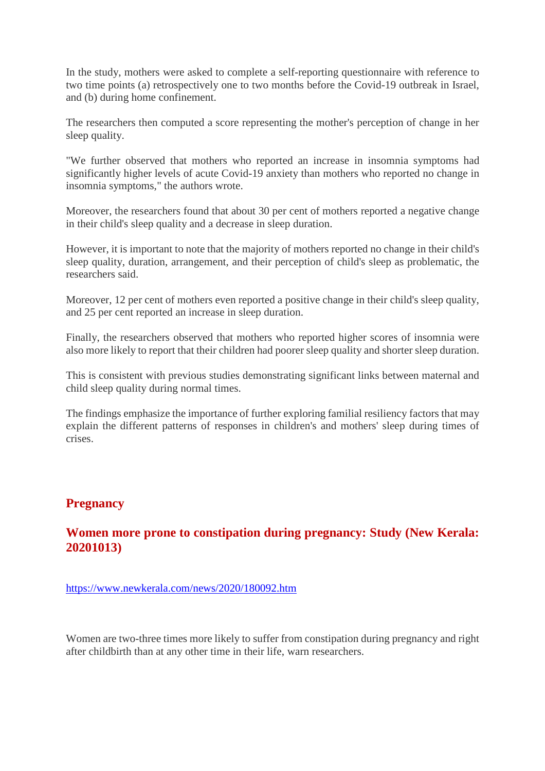In the study, mothers were asked to complete a self-reporting questionnaire with reference to two time points (a) retrospectively one to two months before the Covid-19 outbreak in Israel, and (b) during home confinement.

The researchers then computed a score representing the mother's perception of change in her sleep quality.

"We further observed that mothers who reported an increase in insomnia symptoms had significantly higher levels of acute Covid-19 anxiety than mothers who reported no change in insomnia symptoms," the authors wrote.

Moreover, the researchers found that about 30 per cent of mothers reported a negative change in their child's sleep quality and a decrease in sleep duration.

However, it is important to note that the majority of mothers reported no change in their child's sleep quality, duration, arrangement, and their perception of child's sleep as problematic, the researchers said.

Moreover, 12 per cent of mothers even reported a positive change in their child's sleep quality, and 25 per cent reported an increase in sleep duration.

Finally, the researchers observed that mothers who reported higher scores of insomnia were also more likely to report that their children had poorer sleep quality and shorter sleep duration.

This is consistent with previous studies demonstrating significant links between maternal and child sleep quality during normal times.

The findings emphasize the importance of further exploring familial resiliency factors that may explain the different patterns of responses in children's and mothers' sleep during times of crises.

## Pregnancy

### Women more prone to constipation during pregnancy: Study (New Kerala: 20201013)

https://www.newkerala.com/news/2020/180092.htm

Women are two-three times more likely to suffer from constipation during pregnancy and right after childbirth than at any other time in their life, warn researchers.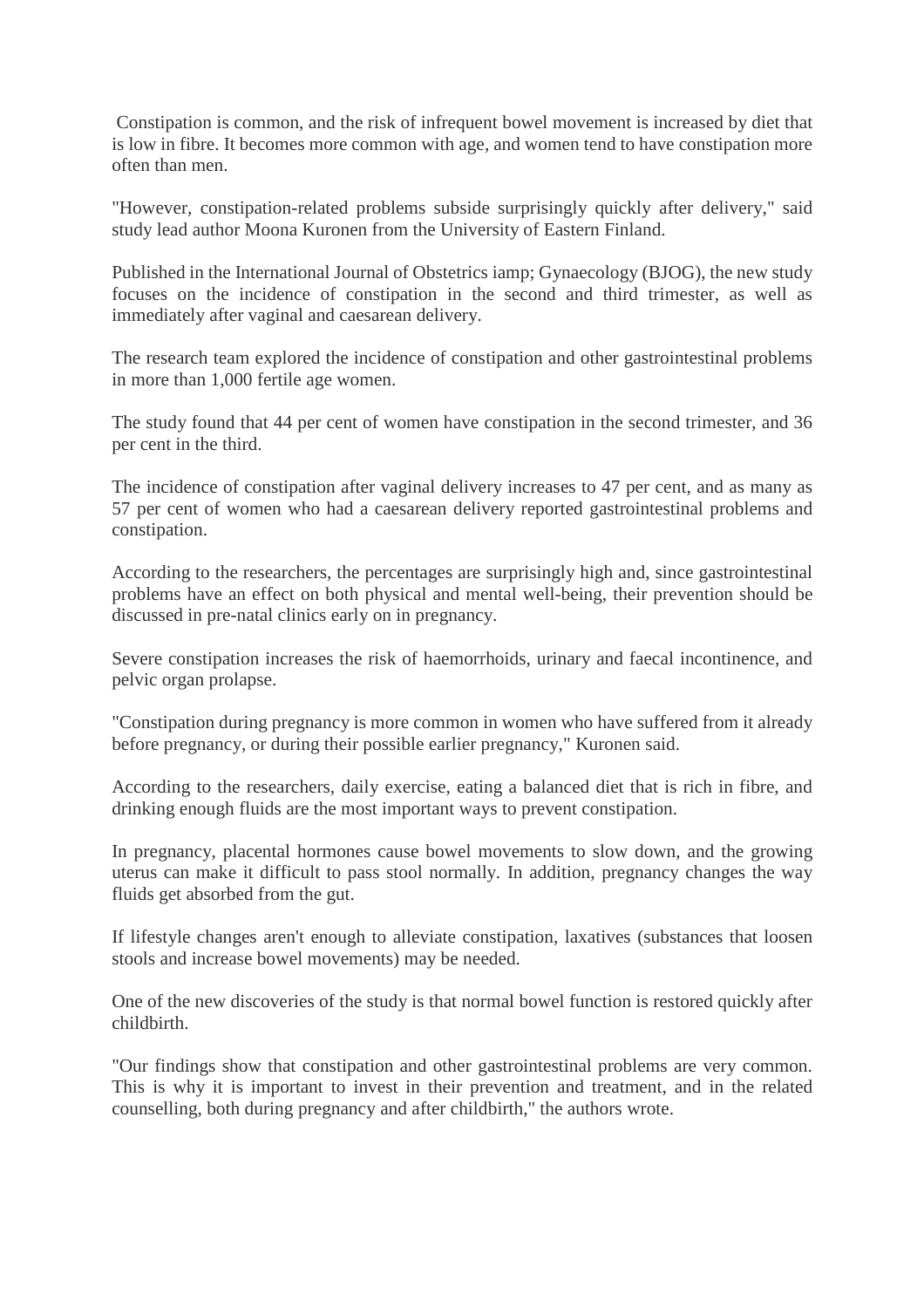Constipation is common, and the risk of infrequent bowel movement is increased by diet that is low in fibre. It becomes more common with age, and women tend to have constipation more often than men.

"However, constipation-related problems subside surprisingly quickly after delivery," said study lead author Moona Kuronen from the University of Eastern Finland.

Published in the International Journal of Obstetrics iamp; Gynaecology (BJOG), the new study focuses on the incidence of constipation in the second and third trimester, as well as immediately after vaginal and caesarean delivery.

The research team explored the incidence of constipation and other gastrointestinal problems in more than 1,000 fertile age women.

The study found that 44 per cent of women have constipation in the second trimester, and 36 per cent in the third.

The incidence of constipation after vaginal delivery increases to 47 per cent, and as many as 57 per cent of women who had a caesarean delivery reported gastrointestinal problems and constipation.

According to the researchers, the percentages are surprisingly high and, since gastrointestinal problems have an effect on both physical and mental well-being, their prevention should be discussed in pre-natal clinics early on in pregnancy.

Severe constipation increases the risk of haemorrhoids, urinary and faecal incontinence, and pelvic organ prolapse.

"Constipation during pregnancy is more common in women who have suffered from it already before pregnancy, or during their possible earlier pregnancy," Kuronen said.

According to the researchers, daily exercise, eating a balanced diet that is rich in fibre, and drinking enough fluids are the most important ways to prevent constipation.

In pregnancy, placental hormones cause bowel movements to slow down, and the growing uterus can make it difficult to pass stool normally. In addition, pregnancy changes the way fluids get absorbed from the gut.

If lifestyle changes aren't enough to alleviate constipation, laxatives (substances that loosen stools and increase bowel movements) may be needed.

One of the new discoveries of the study is that normal bowel function is restored quickly after childbirth.

"Our findings show that constipation and other gastrointestinal problems are very common. This is why it is important to invest in their prevention and treatment, and in the related counselling, both during pregnancy and after childbirth," the authors wrote.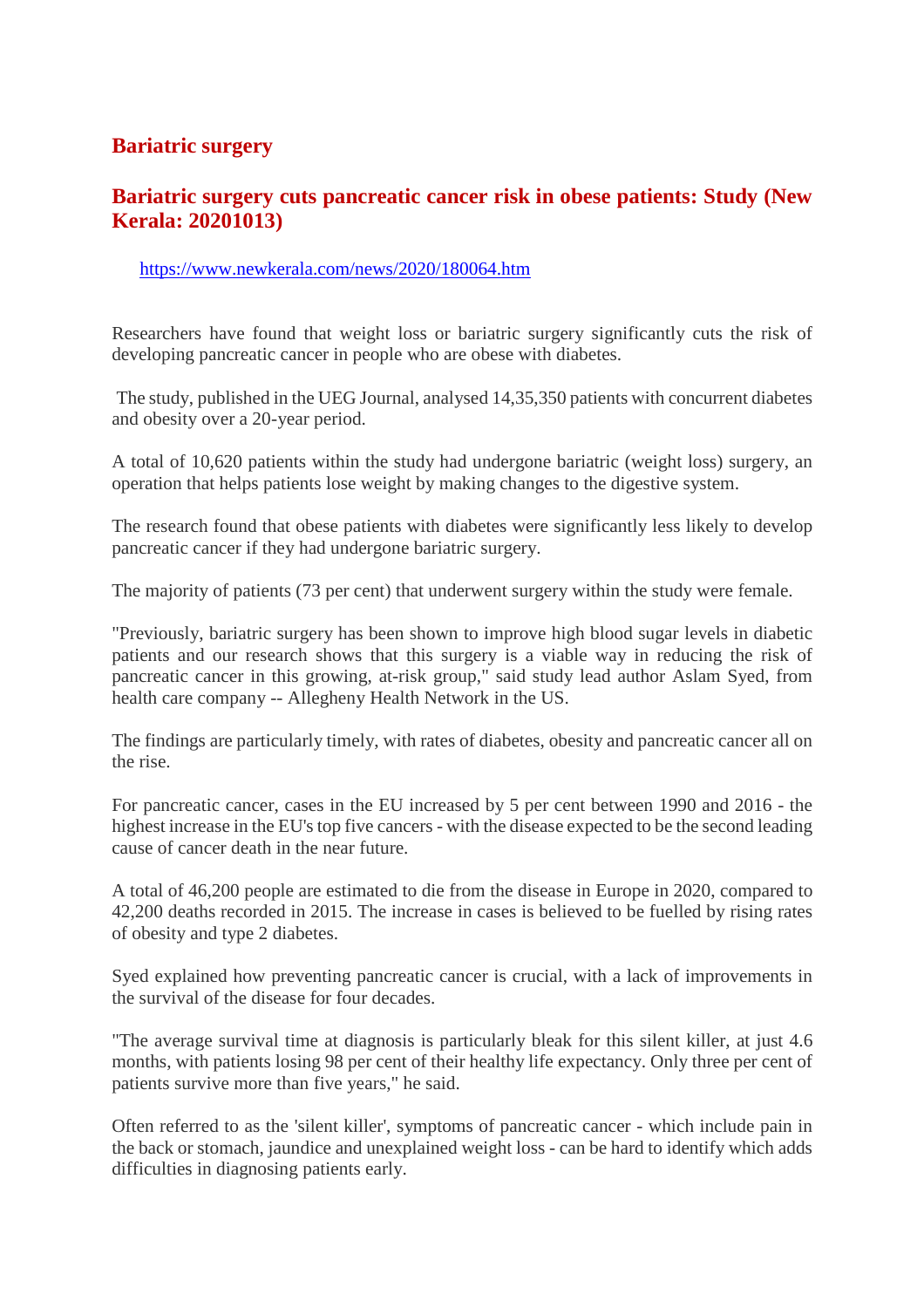## Bariatric surgery

### Bariatric surgery cuts pancreatic cancer risk in obese patients: Study (New Kerala: 20201013)

https://www.newkerala.com/news/2020/180064.htm

Researchers have found that weight loss or bariatric surgery significantly cuts the risk of developing pancreatic cancer in people who are obese with diabetes.

The study, published in the UEG Journal, analysed 14,35,350 patients with concurrent diabetes and obesity over a 20-year period.

A total of 10,620 patients within the study had undergone bariatric (weight loss) surgery, an operation that helps patients lose weight by making changes to the digestive system.

The research found that obese patients with diabetes were significantly less likely to develop pancreatic cancer if they had undergone bariatric surgery.

The majority of patients (73 per cent) that underwent surgery within the study were female.

"Previously, bariatric surgery has been shown to improve high blood sugar levels in diabetic patients and our research shows that this surgery is a viable way in reducing the risk of pancreatic cancer in this growing, at-risk group," said study lead author Aslam Syed, from health care company -- Allegheny Health Network in the US.

The findings are particularly timely, with rates of diabetes, obesity and pancreatic cancer all on the rise.

For pancreatic cancer, cases in the EU increased by 5 per cent between 1990 and 2016 - the highest increase in the EU's top five cancers - with the disease expected to be the second leading cause of cancer death in the near future.

A total of 46,200 people are estimated to die from the disease in Europe in 2020, compared to 42,200 deaths recorded in 2015. The increase in cases is believed to be fuelled by rising rates of obesity and type 2 diabetes.

Syed explained how preventing pancreatic cancer is crucial, with a lack of improvements in the survival of the disease for four decades.

"The average survival time at diagnosis is particularly bleak for this silent killer, at just 4.6 months, with patients losing 98 per cent of their healthy life expectancy. Only three per cent of patients survive more than five years," he said.

Often referred to as the 'silent killer', symptoms of pancreatic cancer - which include pain in the back or stomach, jaundice and unexplained weight loss - can be hard to identify which adds difficulties in diagnosing patients early.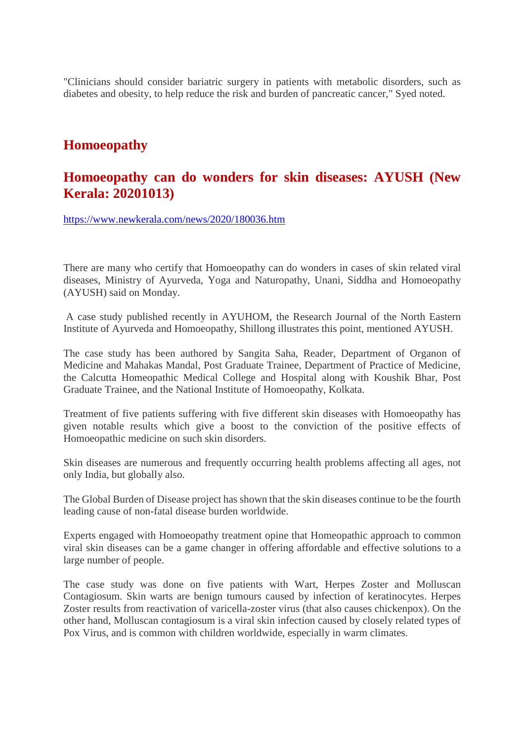"Clinicians should consider bariatric surgery in patients with metabolic disorders, such as diabetes and obesity, to help reduce the risk and burden of pancreatic cancer," Syed noted.

## Homoeopathy

## Homoeopathy can do wonders for skin diseases: AYUSH (New Kerala: 20201013)

https://www.newkerala.com/news/2020/180036.htm

There are many who certify that Homoeopathy can do wonders in cases of skin related viral diseases, Ministry of Ayurveda, Yoga and Naturopathy, Unani, Siddha and Homoeopathy (AYUSH) said on Monday.

A case study published recently in AYUHOM, the Research Journal of the North Eastern Institute of Ayurveda and Homoeopathy, Shillong illustrates this point, mentioned AYUSH.

The case study has been authored by Sangita Saha, Reader, Department of Organon of Medicine and Mahakas Mandal, Post Graduate Trainee, Department of Practice of Medicine, the Calcutta Homeopathic Medical College and Hospital along with Koushik Bhar, Post Graduate Trainee, and the National Institute of Homoeopathy, Kolkata.

Treatment of five patients suffering with five different skin diseases with Homoeopathy has given notable results which give a boost to the conviction of the positive effects of Homoeopathic medicine on such skin disorders.

Skin diseases are numerous and frequently occurring health problems affecting all ages, not only India, but globally also.

The Global Burden of Disease project has shown that the skin diseases continue to be the fourth leading cause of non-fatal disease burden worldwide.

Experts engaged with Homoeopathy treatment opine that Homeopathic approach to common viral skin diseases can be a game changer in offering affordable and effective solutions to a large number of people.

The case study was done on five patients with Wart, Herpes Zoster and Molluscan Contagiosum. Skin warts are benign tumours caused by infection of keratinocytes. Herpes Zoster results from reactivation of varicella-zoster virus (that also causes chickenpox). On the other hand, Molluscan contagiosum is a viral skin infection caused by closely related types of Pox Virus, and is common with children worldwide, especially in warm climates.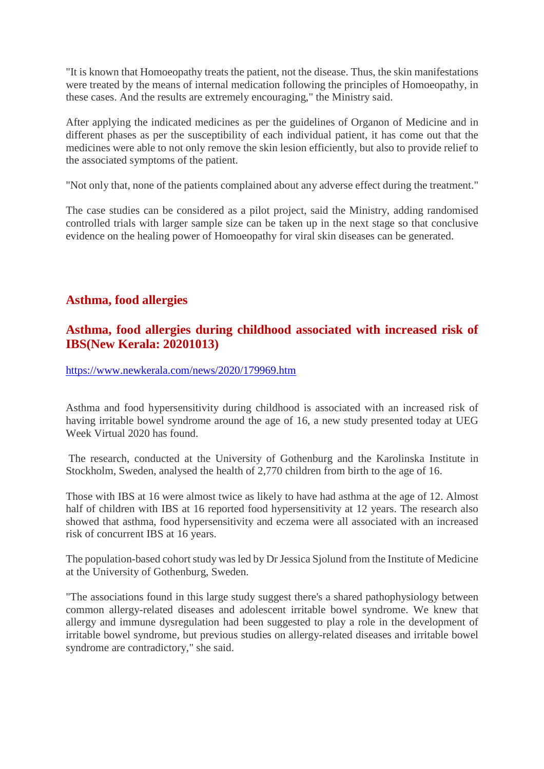"It is known that Homoeopathy treats the patient, not the disease. Thus, the skin manifestations were treated by the means of internal medication following the principles of Homoeopathy, in these cases. And the results are extremely encouraging," the Ministry said.

After applying the indicated medicines as per the guidelines of Organon of Medicine and in different phases as per the susceptibility of each individual patient, it has come out that the medicines were able to not only remove the skin lesion efficiently, but also to provide relief to the associated symptoms of the patient.

"Not only that, none of the patients complained about any adverse effect during the treatment."

The case studies can be considered as a pilot project, said the Ministry, adding randomised controlled trials with larger sample size can be taken up in the next stage so that conclusive evidence on the healing power of Homoeopathy for viral skin diseases can be generated.

## Asthma, food allergies

### Asthma, food allergies during childhood associated with increased risk of IBS(New Kerala: 20201013)

https://www.newkerala.com/news/2020/179969.htm

Asthma and food hypersensitivity during childhood is associated with an increased risk of having irritable bowel syndrome around the age of 16, a new study presented today at UEG Week Virtual 2020 has found.

The research, conducted at the University of Gothenburg and the Karolinska Institute in Stockholm, Sweden, analysed the health of 2,770 children from birth to the age of 16.

Those with IBS at 16 were almost twice as likely to have had asthma at the age of 12. Almost half of children with IBS at 16 reported food hypersensitivity at 12 years. The research also showed that asthma, food hypersensitivity and eczema were all associated with an increased risk of concurrent IBS at 16 years.

The population-based cohort study was led by Dr Jessica Sjolund from the Institute of Medicine at the University of Gothenburg, Sweden.

"The associations found in this large study suggest there's a shared pathophysiology between common allergy-related diseases and adolescent irritable bowel syndrome. We knew that allergy and immune dysregulation had been suggested to play a role in the development of irritable bowel syndrome, but previous studies on allergy-related diseases and irritable bowel syndrome are contradictory," she said.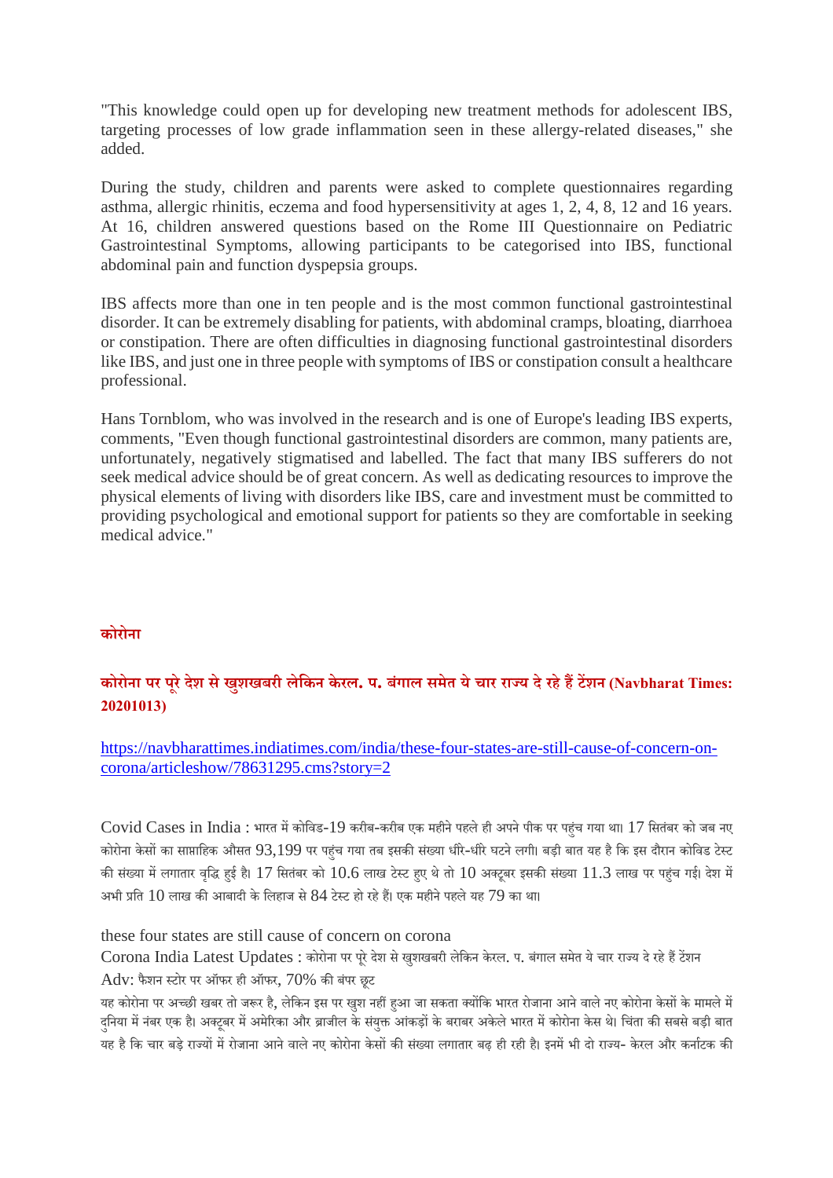"This knowledge could open up for developing new treatment methods for adolescent IBS, targeting processes of low grade inflammation seen in these allergy-related diseases," she added.

During the study, children and parents were asked to complete questionnaires regarding asthma, allergic rhinitis, eczema and food hypersensitivity at ages 1, 2, 4, 8, 12 and 16 years. At 16, children answered questions based on the Rome III Questionnaire on Pediatric Gastrointestinal Symptoms, allowing participants to be categorised into IBS, functional abdominal pain and function dyspepsia groups.

IBS affects more than one in ten people and is the most common functional gastrointestinal disorder. It can be extremely disabling for patients, with abdominal cramps, bloating, diarrhoea or constipation. There are often difficulties in diagnosing functional gastrointestinal disorders like IBS, and just one in three people with symptoms of IBS or constipation consult a healthcare professional.

Hans Tornblom, who was involved in the research and is one of Europe's leading IBS experts, comments, "Even though functional gastrointestinal disorders are common, many patients are, unfortunately, negatively stigmatised and labelled. The fact that many IBS sufferers do not seek medical advice should be of great concern. As well as dedicating resources to improve the physical elements of living with disorders like IBS, care and investment must be committed to providing psychological and emotional support for patients so they are comfortable in seeking medical advice."

## कोरोना

### कोरोना पर पूरे देश से खुशखबरी लेकिन केरल. प. बंगाल समेत ये चार राज्य दे रहे हैं टेंशन (Navbharat Times: 20201013)

https://navbharattimes.indiatimes.com/india/these-four-states-are-still-cause-of-concern-on-corona/articleshow/78631295.cms?story=2

Covid Cases in India : भारत में कोविड-19 करीब-करीब एक महीने पहले ही अपने पीक पर पहुंच गया था। 17 सितंबर को जब नए कोरोना केसों का साप्ताहिक औसत 93,199 पर पहुंच गया तब इसकी संख्या धीरे-धीरे घटने लगी। बड़ी बात यह है कि इस दौरान कोविड टेस्ट की संख्या में लगातार वृद्धि हुई है। 17 सितंबर को 10.6 लाख टेस्ट हुए थे तो 10 अक्टूबर इसकी संख्या 11.3 लाख पर पहुंच गई। देश में अभी प्रति 10 लाख की आबादी के लिहाज से 84 टेस्ट हो रहे हैं। एक महीने पहले यह 79 का था।

these four states are still cause of concern on corona

Corona India Latest Updates : कोरोना पर पूरे देश से खुशखबरी लेकिन केरल. प. बंगाल समेत ये चार राज्य दे रहे हैं टेंशन

Adv: फैशन स्टोर पर ऑफर ही ऑफर, 70% की बंपर छूट

यह कोरोना पर अच्छी खबर तो जरूर है, लेकिन इस पर खुश नहीं हुआ जा सकता क्योंकि भारत रोजाना आने वाले नए कोरोना केसों के मामले में दुनिया में नंबर एक है। अक्टूबर में अमेरिका और ब्राजील के संयुक्त आंकड़ों के बराबर अकेले भारत में कोरोना केस थे। चिंता की सबसे बड़ी बात यह है कि चार बड़े राज्यों में रोजाना आने वाले नए कोरोना केसों की संख्या लगातार बढ़ ही रही है। इनमें भी दो राज्य- केरल और कर्नाटक की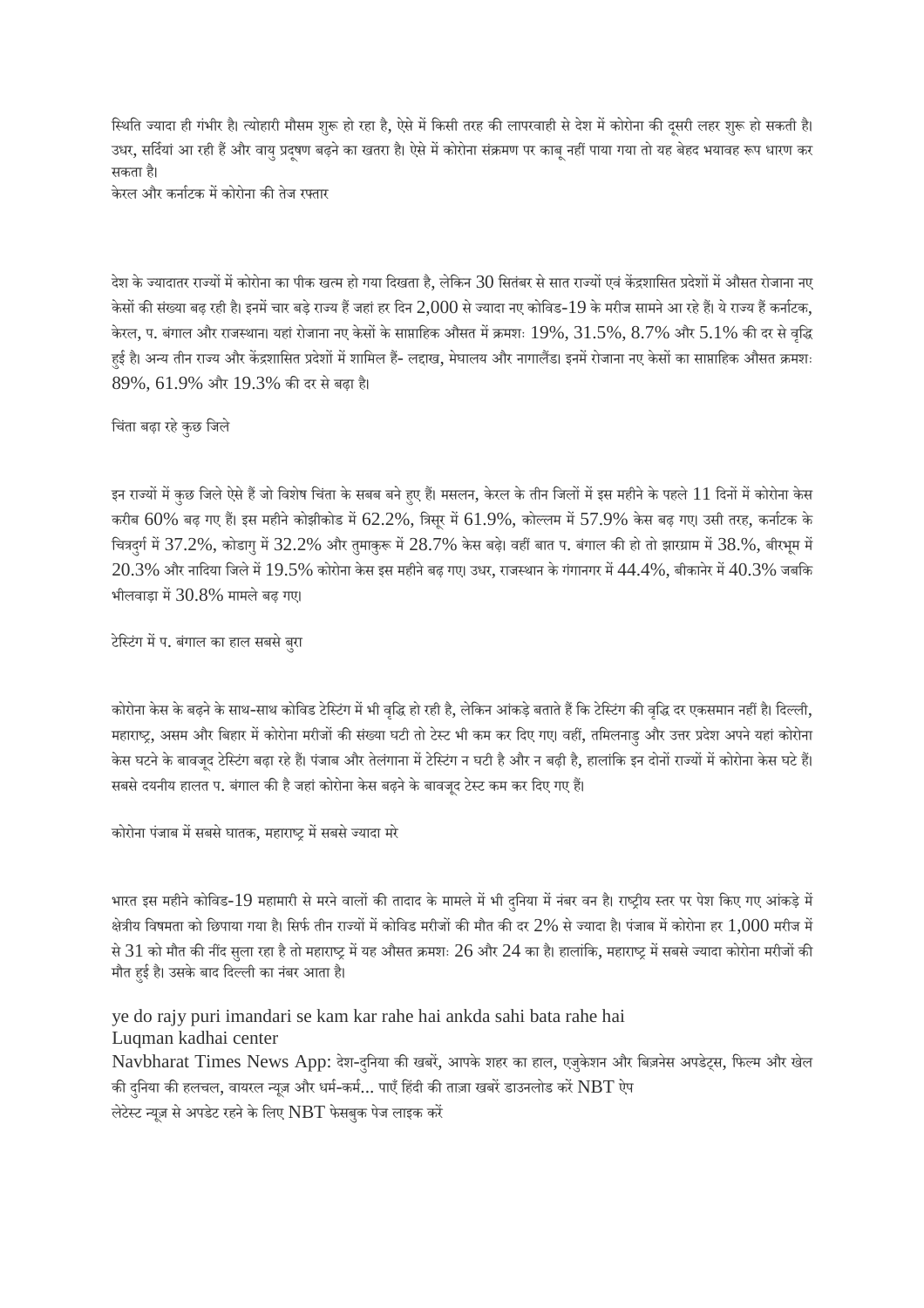स्थिति ज्यादा ही गंभीर है। त्योहारी मौसम शुरू हो रहा है, ऐसे में किसी तरह की लापरवाही से देश में कोरोना की दूसरी लहर शुरू हो सकती है। उधर, सर्दियां आ रही हैं और वायु प्रदूषण बढ़ने का खतरा है। ऐसे में कोरोना संक्रमण पर काबू नहीं पाया गया तो यह बेहद भयावह रूप धारण कर सकता है।

केरल और कर्नाटक में कोरोना की तेज रफ्तार

देश के ज्यादातर राज्यों में कोरोना का पीक खत्म हो गया दिखता है, लेकिन 30 सितंबर से सात राज्यों एवं केंद्रशासित प्रदेशों में औसत रोजाना नए केसों की संख्या बढ़ रही है। इनमें चार बड़े राज्य हैं जहां हर दिन 2,000 से ज्यादा नए कोविड-19 के मरीज सामने आ रहे हैं। ये राज्य हैं कर्नाटक, केरल, प. बंगाल और राजस्थान। यहां रोजाना नए केसों के साप्ताहिक औसत में क्रमशः 19%, 31.5%, 8.7% और 5.1% की दर से वृद्धि हुई है। अन्य तीन राज्य और केंद्रशासित प्रदेशों में शामिल हैं- लद्दाख, मेघालय और नागालैंड। इनमें रोजाना नए केसों का साप्ताहिक औसत क्रमशः 89%, 61.9% और 19.3% की दर से बढ़ा है।

चिंता बढ़ा रहे कुछ जिले

इन राज्यों में कुछ जिले ऐसे हैं जो विशेष चिंता के सबब बने हुए हैं। मसलन, केरल के तीन जिलों में इस महीने के पहले 11 दिनों में कोरोना केस करीब 60% बढ़ गए हैं। इस महीने कोझीकोड में 62.2%, त्रिसूर में 61.9%, कोल्लम में 57.9% केस बढ़ गए। उसी तरह, कर्नाटक के चित्रदुर्ग में 37.2%, कोडागु में 32.2% और तुमाकुरू में 28.7% केस बढ़े। वहीं बात प. बंगाल की हो तो झारग्राम में 38.%, बीरभूम में 20.3% और नादिया जिले में 19.5% कोरोना केस इस महीने बढ़ गए। उधर, राजस्थान के गंगानगर में 44.4%, बीकानेर में 40.3% जबकि भीलवाड़ा में 30.8% मामले बढ़ गए।

टेस्टिंग में प. बंगाल का हाल सबसे बुरा

कोरोना केस के बढ़ने के साथ-साथ कोविड टेस्टिंग में भी वृद्धि हो रही है, लेकिन आंकड़े बताते हैं कि टेस्टिंग की वृद्धि दर एकसमान नहीं है। दिल्ली, महाराष्ट्र, असम और बिहार में कोरोना मरीजों की संख्या घटी तो टेस्ट भी कम कर दिए गए। वहीं, तमिलनाडु और उत्तर प्रदेश अपने यहां कोरोना केस घटने के बावजूद टेस्टिंग बढ़ा रहे हैं। पंजाब और तेलंगाना में टेस्टिंग न घटी है और न बढ़ी है, हालांकि इन दोनों राज्यों में कोरोना केस घटे हैं। सबसे दयनीय हालत प. बंगाल की है जहां कोरोना केस बढ़ने के बावजूद टेस्ट कम कर दिए गए हैं।

कोरोना पंजाब में सबसे घातक, महाराष्ट्र में सबसे ज्यादा मरे

भारत इस महीने कोविड-19 महामारी से मरने वालों की तादाद के मामले में भी दुनिया में नंबर वन है। राष्ट्रीय स्तर पर पेश किए गए आंकड़े में क्षेत्रीय विषमता को छिपाया गया है। सिर्फ तीन राज्यों में कोविड मरीजों की मौत की दर 2% से ज्यादा है। पंजाब में कोरोना हर 1,000 मरीज में से 31 को मौत की नींद सुला रहा है तो महाराष्ट्र में यह औसत क्रमशः 26 और 24 का है। हालांकि, महाराष्ट्र में सबसे ज्यादा कोरोना मरीजों की मौत हुई है। उसके बाद दिल्ली का नंबर आता है।

ye do rajy puri imandari se kam kar rahe hai ankda sahi bata rahe hai
Luqman kadhai center

Navbharat Times News App: देश-दुनिया की खबरें, आपके शहर का हाल, एजुकेशन और बिज़नेस अपडेट्स, फिल्म और खेल की दुनिया की हलचल, वायरल न्यूज़ और धर्म-कर्म... पाएँ हिंदी की ताज़ा खबरें डाउनलोड करें NBT ऐप

लेटेस्ट न्यूज़ से अपडेट रहने के लिए NBT फेसबुक पेज लाइक करें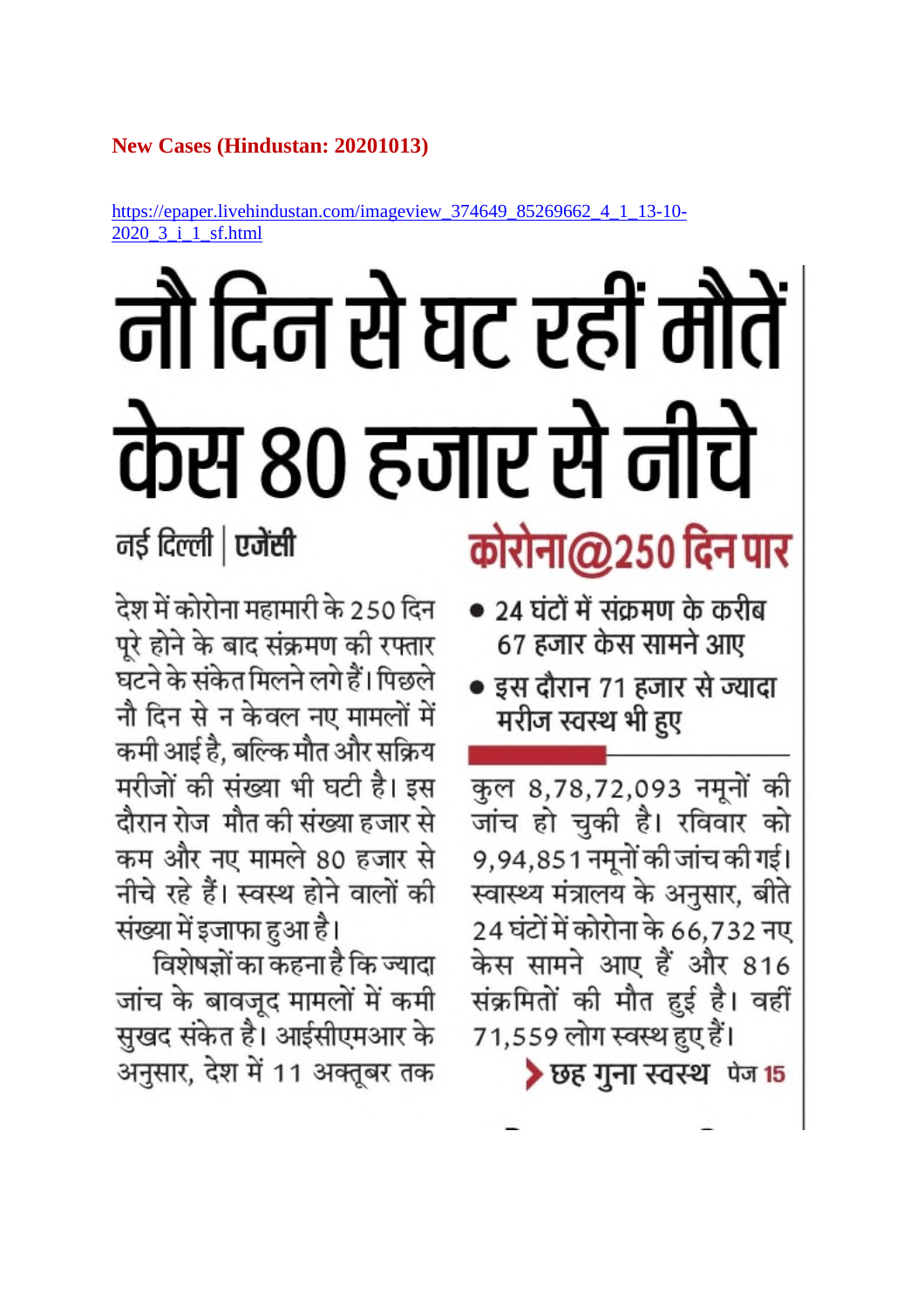**New Cases (Hindustan: 20201013)**

https://epaper.livehindustan.com/imageview_374649_85269662_4_1_13-10-2020_3_i_1_sf.html

# नौ दिन से घट रहीं मौतें केस 80 हजार से नीचे

नई दिल्ली | एजेंसी

देश में कोरोना महामारी के 250 दिन पूरे होने के बाद संक्रमण की रफ्तार घटने के संकेत मिलने लगे हैं। पिछले नौ दिन से न केवल नए मामलों में कमी आई है, बल्कि मौत और सक्रिय मरीजों की संख्या भी घटी है। इस दौरान रोज मौत की संख्या हजार से कम और नए मामले 80 हजार से नीचे रहे हैं। स्वस्थ होने वालों की संख्या में इजाफा हुआ है।

विशेषज्ञों का कहना है कि ज्यादा जांच के बावजूद मामलों में कमी सुखद संकेत है। आईसीएमआर के अनुसार, देश में 11 अक्तूबर तक

## कोरोना@250 दिन पार

- 24 घंटों में संक्रमण के करीब 67 हजार केस सामने आए
- इस दौरान 71 हजार से ज्यादा मरीज स्वस्थ भी हुए

कुल 8,78,72,093 नमूनों की जांच हो चुकी है। रविवार को 9,94,851 नमूनों की जांच की गई। स्वास्थ्य मंत्रालय के अनुसार, बीते 24 घंटों में कोरोना के 66,732 नए केस सामने आए हैं और 816 संक्रमितों की मौत हुई है। वहीं 71,559 लोग स्वस्थ हुए हैं।

**छह गुना स्वस्थ** पेज 15